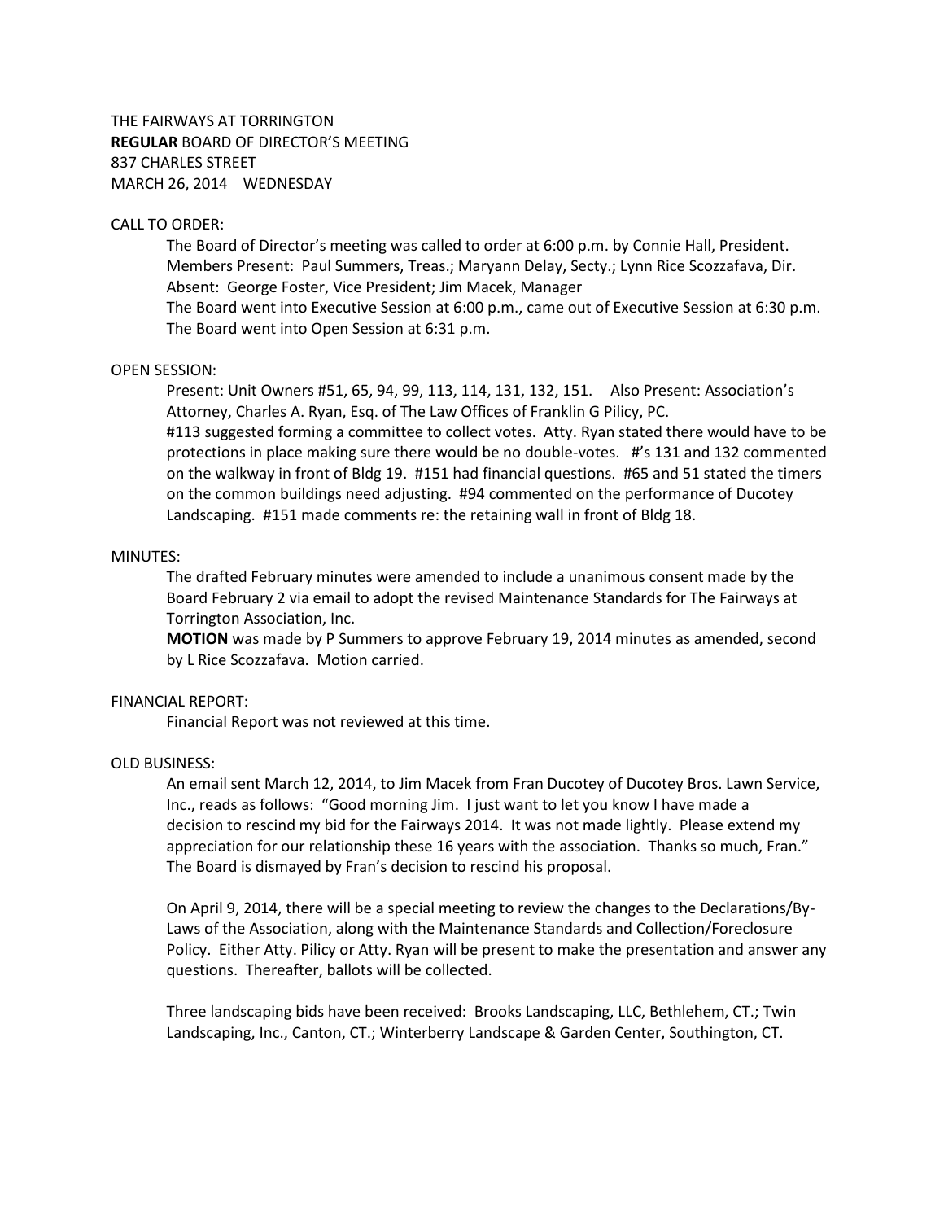THE FAIRWAYS AT TORRINGTON
**REGULAR** BOARD OF DIRECTOR'S MEETING
837 CHARLES STREET
MARCH 26, 2014 WEDNESDAY

CALL TO ORDER:

The Board of Director's meeting was called to order at 6:00 p.m. by Connie Hall, President.
Members Present: Paul Summers, Treas.; Maryann Delay, Secty.; Lynn Rice Scozzafava, Dir.
Absent: George Foster, Vice President; Jim Macek, Manager
The Board went into Executive Session at 6:00 p.m., came out of Executive Session at 6:30 p.m.
The Board went into Open Session at 6:31 p.m.

OPEN SESSION:

Present: Unit Owners #51, 65, 94, 99, 113, 114, 131, 132, 151. Also Present: Association's Attorney, Charles A. Ryan, Esq. of The Law Offices of Franklin G Pilicy, PC.
#113 suggested forming a committee to collect votes. Atty. Ryan stated there would have to be protections in place making sure there would be no double-votes. #'s 131 and 132 commented on the walkway in front of Bldg 19. #151 had financial questions. #65 and 51 stated the timers on the common buildings need adjusting. #94 commented on the performance of Ducotey Landscaping. #151 made comments re: the retaining wall in front of Bldg 18.

MINUTES:

The drafted February minutes were amended to include a unanimous consent made by the Board February 2 via email to adopt the revised Maintenance Standards for The Fairways at Torrington Association, Inc.
**MOTION** was made by P Summers to approve February 19, 2014 minutes as amended, second by L Rice Scozzafava. Motion carried.

FINANCIAL REPORT:

Financial Report was not reviewed at this time.

OLD BUSINESS:

An email sent March 12, 2014, to Jim Macek from Fran Ducotey of Ducotey Bros. Lawn Service, Inc., reads as follows: "Good morning Jim. I just want to let you know I have made a decision to rescind my bid for the Fairways 2014. It was not made lightly. Please extend my appreciation for our relationship these 16 years with the association. Thanks so much, Fran." The Board is dismayed by Fran's decision to rescind his proposal.

On April 9, 2014, there will be a special meeting to review the changes to the Declarations/By-Laws of the Association, along with the Maintenance Standards and Collection/Foreclosure Policy. Either Atty. Pilicy or Atty. Ryan will be present to make the presentation and answer any questions. Thereafter, ballots will be collected.

Three landscaping bids have been received: Brooks Landscaping, LLC, Bethlehem, CT.; Twin Landscaping, Inc., Canton, CT.; Winterberry Landscape & Garden Center, Southington, CT.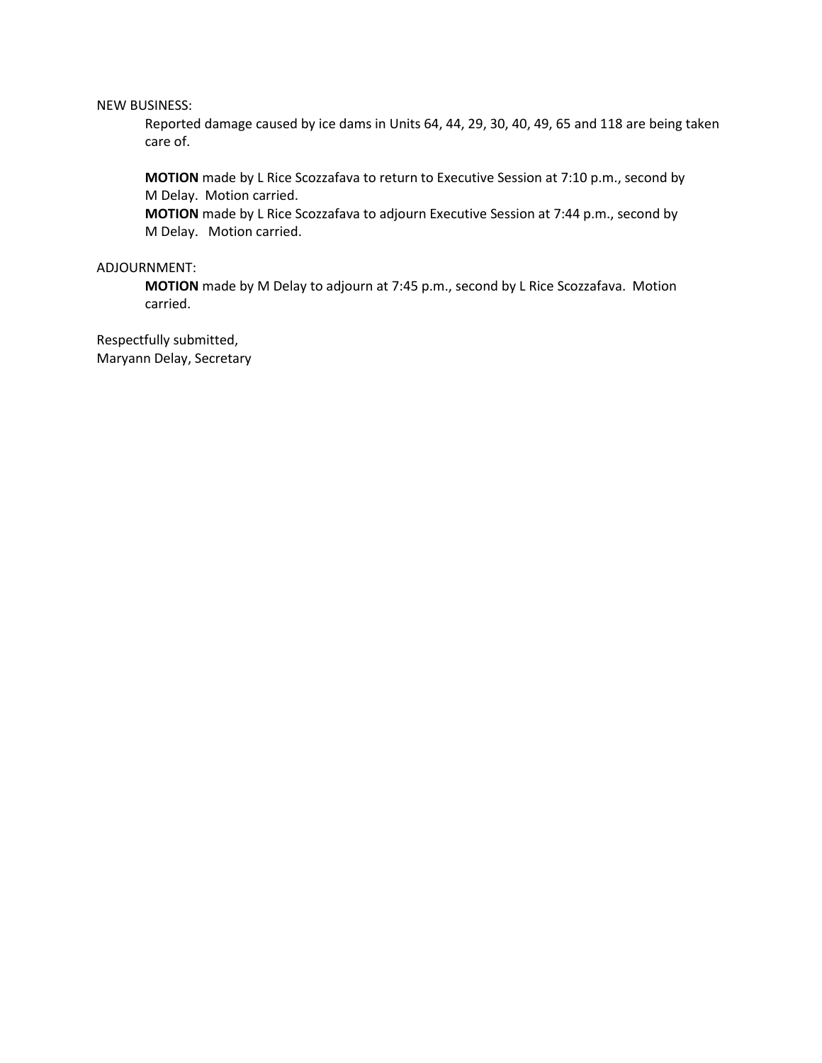NEW BUSINESS:

Reported damage caused by ice dams in Units 64, 44, 29, 30, 40, 49, 65 and 118 are being taken care of.

**MOTION** made by L Rice Scozzafava to return to Executive Session at 7:10 p.m., second by M Delay. Motion carried.
**MOTION** made by L Rice Scozzafava to adjourn Executive Session at 7:44 p.m., second by M Delay. Motion carried.

ADJOURNMENT:

**MOTION** made by M Delay to adjourn at 7:45 p.m., second by L Rice Scozzafava. Motion carried.

Respectfully submitted,
Maryann Delay, Secretary